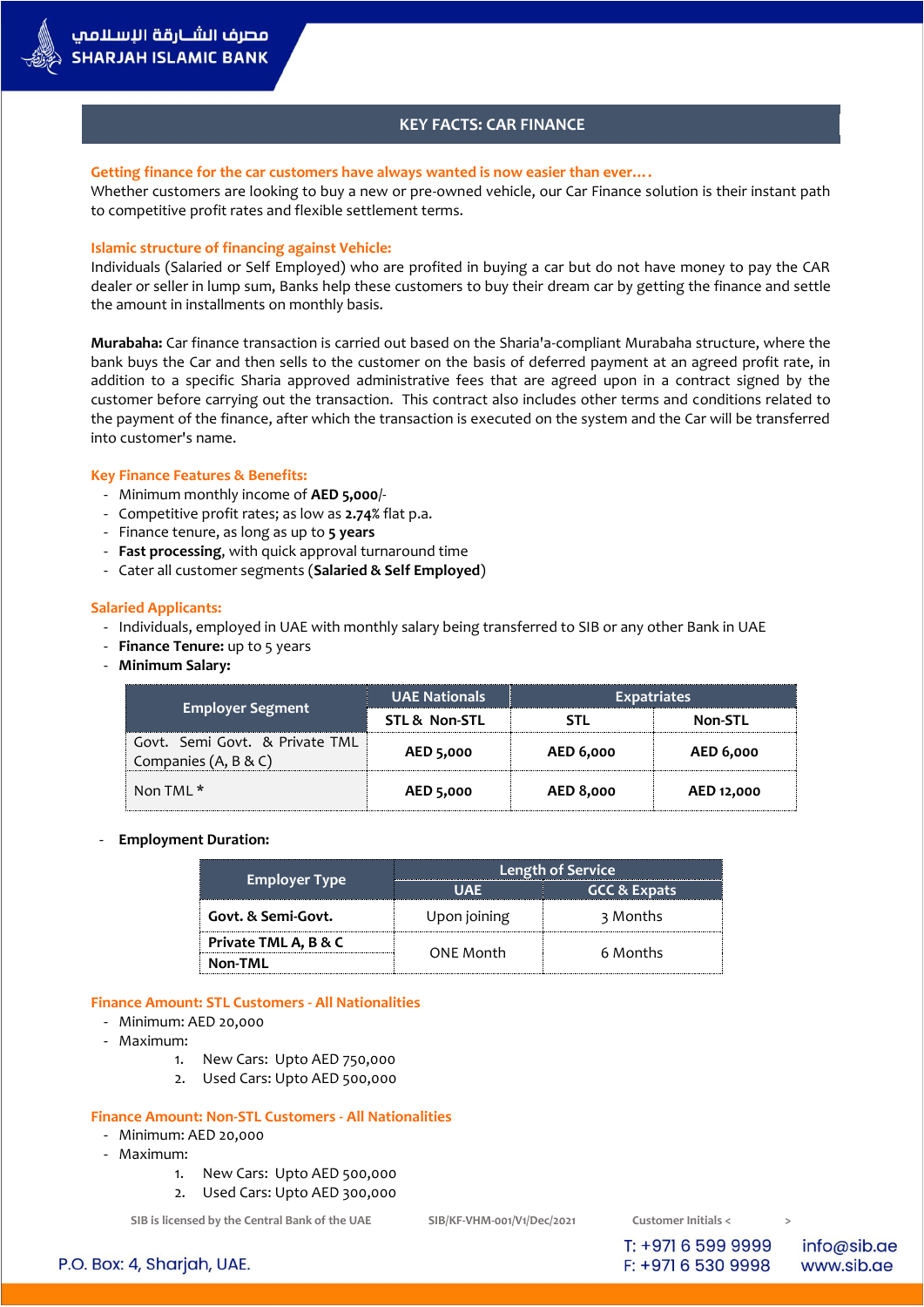## KEY FACTS: CAR FINANCE

**Getting finance for the car customers have always wanted is now easier than ever….**
Whether customers are looking to buy a new or pre-owned vehicle, our Car Finance solution is their instant path to competitive profit rates and flexible settlement terms.

**Islamic structure of financing against Vehicle:**
Individuals (Salaried or Self Employed) who are profited in buying a car but do not have money to pay the CAR dealer or seller in lump sum, Banks help these customers to buy their dream car by getting the finance and settle the amount in installments on monthly basis.

**Murabaha:** Car finance transaction is carried out based on the Sharia'a-compliant Murabaha structure, where the bank buys the Car and then sells to the customer on the basis of deferred payment at an agreed profit rate, in addition to a specific Sharia approved administrative fees that are agreed upon in a contract signed by the customer before carrying out the transaction. This contract also includes other terms and conditions related to the payment of the finance, after which the transaction is executed on the system and the Car will be transferred into customer's name.

**Key Finance Features & Benefits:**

- Minimum monthly income of **AED 5,000**/-
- Competitive profit rates; as low as **2.74**% flat p.a.
- Finance tenure, as long as up to **5 years**
- **Fast processing**, with quick approval turnaround time
- Cater all customer segments (**Salaried & Self Employed**)

**Salaried Applicants:**

- Individuals, employed in UAE with monthly salary being transferred to SIB or any other Bank in UAE
- **Finance Tenure:** up to 5 years
- **Minimum Salary:**

| Employer Segment | UAE Nationals | Expatriates | |
|---|---|---|---|
| | STL & Non-STL | STL | Non-STL |
| Govt. Semi Govt. & Private TML Companies (A, B & C) | **AED 5,000** | **AED 6,000** | **AED 6,000** |
| Non TML * | **AED 5,000** | **AED 8,000** | **AED 12,000** |

- **Employment Duration:**

| Employer Type | Length of Service | |
|---|---|---|
| | UAE | GCC & Expats |
| **Govt. & Semi-Govt.** | Upon joining | 3 Months |
| **Private TML A, B & C** / **Non-TML** | ONE Month | 6 Months |

**Finance Amount: STL Customers - All Nationalities**

- Minimum: AED 20,000
- Maximum:
    1. New Cars: Upto AED 750,000
    2. Used Cars: Upto AED 500,000

**Finance Amount: Non-STL Customers - All Nationalities**

- Minimum: AED 20,000
- Maximum:
    1. New Cars: Upto AED 500,000
    2. Used Cars: Upto AED 300,000

SIB is licensed by the Central Bank of the UAE   SIB/KF-VHM-001/V1/Dec/2021   Customer Initials < >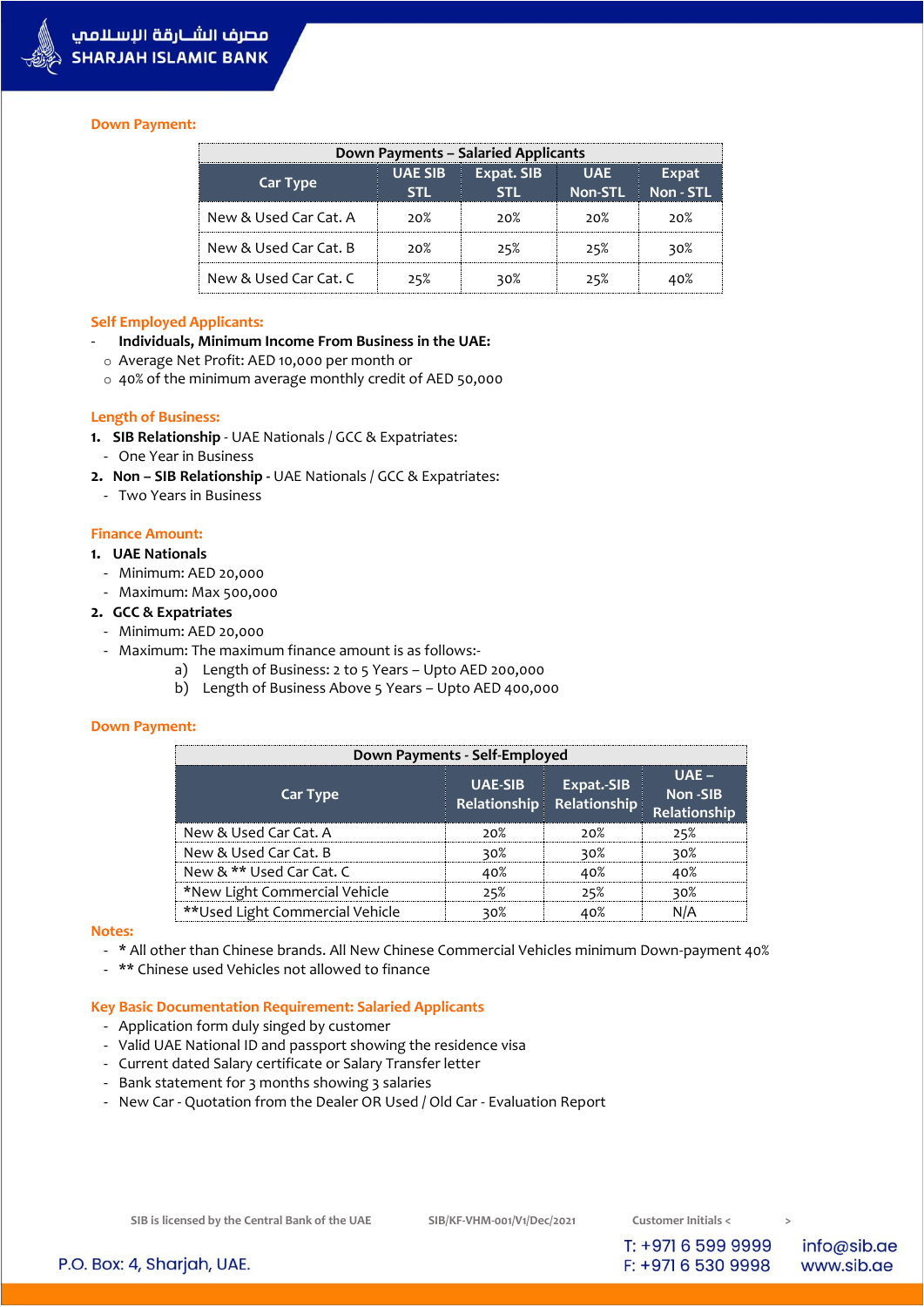### Down Payment:

| Down Payments – Salaried Applicants | | | | |
|---|---|---|---|---|
| Car Type | UAE SIB STL | Expat. SIB STL | UAE Non-STL | Expat Non - STL |
| New & Used Car Cat. A | 20% | 20% | 20% | 20% |
| New & Used Car Cat. B | 20% | 25% | 25% | 30% |
| New & Used Car Cat. C | 25% | 30% | 25% | 40% |

### Self Employed Applicants:

- **Individuals, Minimum Income From Business in the UAE:**
  - Average Net Profit: AED 10,000 per month or
  - 40% of the minimum average monthly credit of AED 50,000

### Length of Business:

1. **SIB Relationship** - UAE Nationals / GCC & Expatriates:
   - One Year in Business
2. **Non – SIB Relationship** - UAE Nationals / GCC & Expatriates:
   - Two Years in Business

### Finance Amount:

1. **UAE Nationals**
   - Minimum: AED 20,000
   - Maximum: Max 500,000
2. **GCC & Expatriates**
   - Minimum: AED 20,000
   - Maximum: The maximum finance amount is as follows:-
     a) Length of Business: 2 to 5 Years – Upto AED 200,000
     b) Length of Business Above 5 Years – Upto AED 400,000

### Down Payment:

| Down Payments - Self-Employed | | | |
|---|---|---|---|
| Car Type | UAE-SIB Relationship | Expat.-SIB Relationship | UAE – Non -SIB Relationship |
| New & Used Car Cat. A | 20% | 20% | 25% |
| New & Used Car Cat. B | 30% | 30% | 30% |
| New & ** Used Car Cat. C | 40% | 40% | 40% |
| *New Light Commercial Vehicle | 25% | 25% | 30% |
| **Used Light Commercial Vehicle | 30% | 40% | N/A |

### Notes:

- * All other than Chinese brands. All New Chinese Commercial Vehicles minimum Down-payment 40%
- ** Chinese used Vehicles not allowed to finance

### Key Basic Documentation Requirement: Salaried Applicants

- Application form duly singed by customer
- Valid UAE National ID and passport showing the residence visa
- Current dated Salary certificate or Salary Transfer letter
- Bank statement for 3 months showing 3 salaries
- New Car - Quotation from the Dealer OR Used / Old Car - Evaluation Report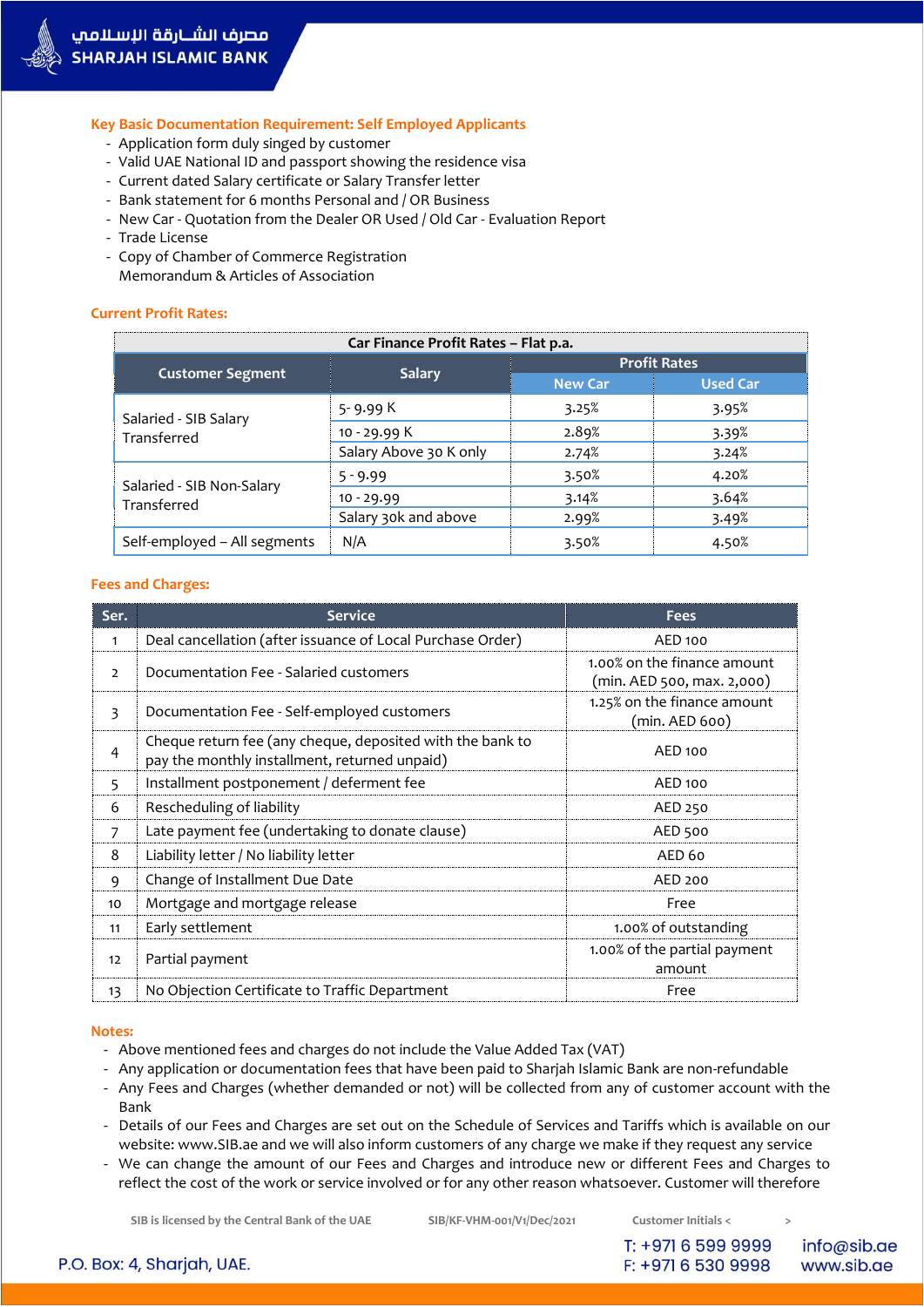### Key Basic Documentation Requirement: Self Employed Applicants

- Application form duly singed by customer
- Valid UAE National ID and passport showing the residence visa
- Current dated Salary certificate or Salary Transfer letter
- Bank statement for 6 months Personal and / OR Business
- New Car - Quotation from the Dealer OR Used / Old Car - Evaluation Report
- Trade License
- Copy of Chamber of Commerce Registration
  Memorandum & Articles of Association

### Current Profit Rates:

**Car Finance Profit Rates – Flat p.a.**

| Customer Segment | Salary | Profit Rates | |
|---|---|---|---|
| | | New Car | Used Car |
| Salaried - SIB Salary Transferred | 5- 9.99 K | 3.25% | 3.95% |
| | 10 - 29.99 K | 2.89% | 3.39% |
| | Salary Above 30 K only | 2.74% | 3.24% |
| Salaried - SIB Non-Salary Transferred | 5 - 9.99 | 3.50% | 4.20% |
| | 10 - 29.99 | 3.14% | 3.64% |
| | Salary 30k and above | 2.99% | 3.49% |
| Self-employed – All segments | N/A | 3.50% | 4.50% |

### Fees and Charges:

| Ser. | Service | Fees |
|---|---|---|
| 1 | Deal cancellation (after issuance of Local Purchase Order) | AED 100 |
| 2 | Documentation Fee - Salaried customers | 1.00% on the finance amount (min. AED 500, max. 2,000) |
| 3 | Documentation Fee - Self-employed customers | 1.25% on the finance amount (min. AED 600) |
| 4 | Cheque return fee (any cheque, deposited with the bank to pay the monthly installment, returned unpaid) | AED 100 |
| 5 | Installment postponement / deferment fee | AED 100 |
| 6 | Rescheduling of liability | AED 250 |
| 7 | Late payment fee (undertaking to donate clause) | AED 500 |
| 8 | Liability letter / No liability letter | AED 60 |
| 9 | Change of Installment Due Date | AED 200 |
| 10 | Mortgage and mortgage release | Free |
| 11 | Early settlement | 1.00% of outstanding |
| 12 | Partial payment | 1.00% of the partial payment amount |
| 13 | No Objection Certificate to Traffic Department | Free |

### Notes:

- Above mentioned fees and charges do not include the Value Added Tax (VAT)
- Any application or documentation fees that have been paid to Sharjah Islamic Bank are non-refundable
- Any Fees and Charges (whether demanded or not) will be collected from any of customer account with the Bank
- Details of our Fees and Charges are set out on the Schedule of Services and Tariffs which is available on our website: www.SIB.ae and we will also inform customers of any charge we make if they request any service
- We can change the amount of our Fees and Charges and introduce new or different Fees and Charges to reflect the cost of the work or service involved or for any other reason whatsoever. Customer will therefore

SIB is licensed by the Central Bank of the UAE    SIB/KF-VHM-001/V1/Dec/2021    Customer Initials <    >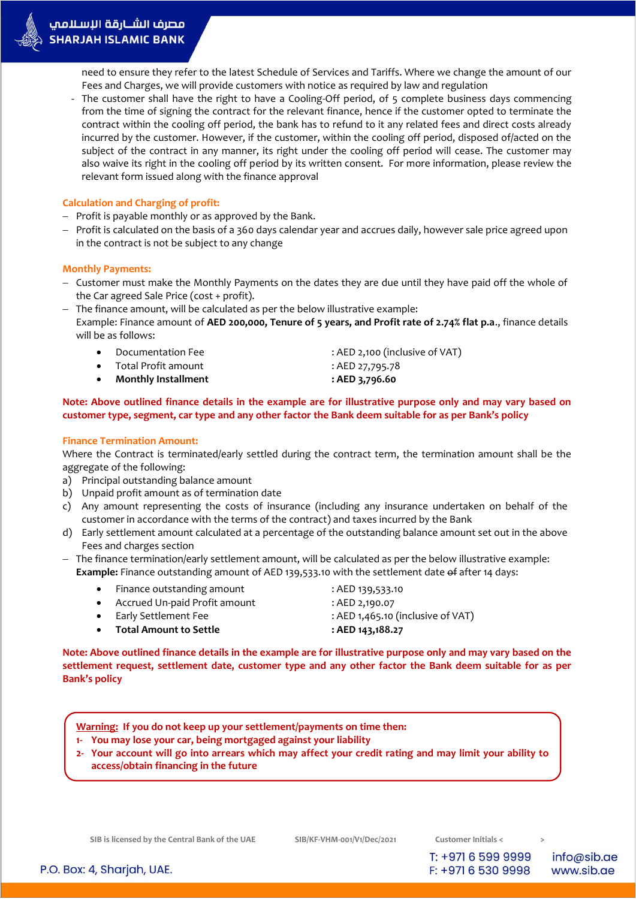need to ensure they refer to the latest Schedule of Services and Tariffs. Where we change the amount of our Fees and Charges, we will provide customers with notice as required by law and regulation

- The customer shall have the right to have a Cooling-Off period, of 5 complete business days commencing from the time of signing the contract for the relevant finance, hence if the customer opted to terminate the contract within the cooling off period, the bank has to refund to it any related fees and direct costs already incurred by the customer. However, if the customer, within the cooling off period, disposed of/acted on the subject of the contract in any manner, its right under the cooling off period will cease. The customer may also waive its right in the cooling off period by its written consent. For more information, please review the relevant form issued along with the finance approval

### Calculation and Charging of profit:

- Profit is payable monthly or as approved by the Bank.
- Profit is calculated on the basis of a 360 days calendar year and accrues daily, however sale price agreed upon in the contract is not be subject to any change

### Monthly Payments:

- Customer must make the Monthly Payments on the dates they are due until they have paid off the whole of the Car agreed Sale Price (cost + profit).
- The finance amount, will be calculated as per the below illustrative example:
  Example: Finance amount of **AED 200,000, Tenure of 5 years, and Profit rate of 2.74% flat p.a**., finance details will be as follows:
  - Documentation Fee : AED 2,100 (inclusive of VAT)
  - Total Profit amount : AED 27,795.78
  - **Monthly Installment : AED 3,796.60**

**Note: Above outlined finance details in the example are for illustrative purpose only and may vary based on customer type, segment, car type and any other factor the Bank deem suitable for as per Bank's policy**

### Finance Termination Amount:

Where the Contract is terminated/early settled during the contract term, the termination amount shall be the aggregate of the following:

a) Principal outstanding balance amount
b) Unpaid profit amount as of termination date
c) Any amount representing the costs of insurance (including any insurance undertaken on behalf of the customer in accordance with the terms of the contract) and taxes incurred by the Bank
d) Early settlement amount calculated at a percentage of the outstanding balance amount set out in the above Fees and charges section

- The finance termination/early settlement amount, will be calculated as per the below illustrative example:
  **Example:** Finance outstanding amount of AED 139,533.10 with the settlement date ~~of~~ after 14 days:
  - Finance outstanding amount : AED 139,533.10
  - Accrued Un-paid Profit amount : AED 2,190.07
  - Early Settlement Fee : AED 1,465.10 (inclusive of VAT)
  - **Total Amount to Settle : AED 143,188.27**

**Note: Above outlined finance details in the example are for illustrative purpose only and may vary based on the settlement request, settlement date, customer type and any other factor the Bank deem suitable for as per Bank's policy**

**Warning: If you do not keep up your settlement/payments on time then:**

**1- You may lose your car, being mortgaged against your liability**

**2- Your account will go into arrears which may affect your credit rating and may limit your ability to access/obtain financing in the future**

SIB is licensed by the Central Bank of the UAE SIB/KF-VHM-001/V1/Dec/2021 Customer Initials < >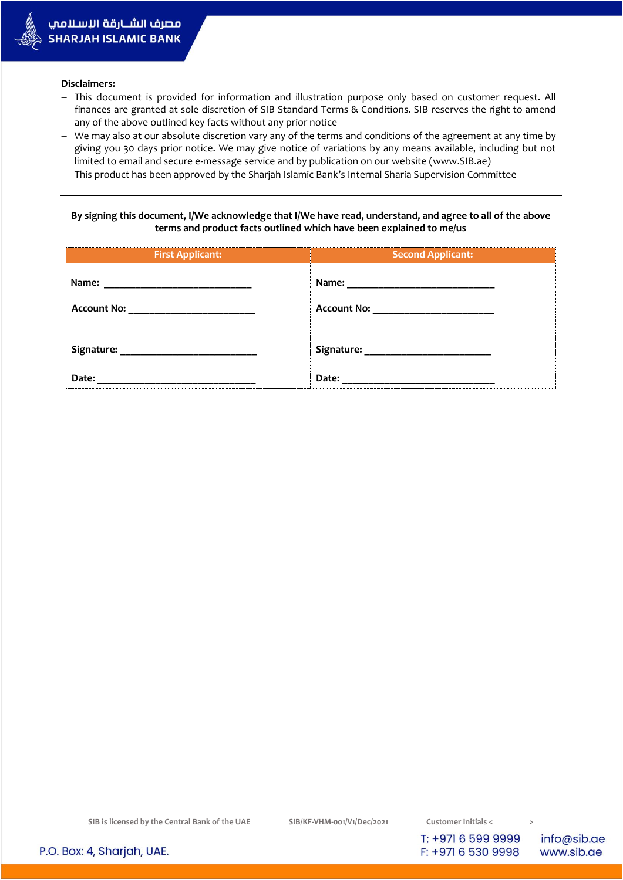**Disclaimers:**

- This document is provided for information and illustration purpose only based on customer request. All finances are granted at sole discretion of SIB Standard Terms & Conditions. SIB reserves the right to amend any of the above outlined key facts without any prior notice
- We may also at our absolute discretion vary any of the terms and conditions of the agreement at any time by giving you 30 days prior notice. We may give notice of variations by any means available, including but not limited to email and secure e-message service and by publication on our website (www.SIB.ae)
- This product has been approved by the Sharjah Islamic Bank's Internal Sharia Supervision Committee

---

**By signing this document, I/We acknowledge that I/We have read, understand, and agree to all of the above terms and product facts outlined which have been explained to me/us**

| First Applicant: | Second Applicant: |
|---|---|
| **Name:** ___________________________ | **Name:** ___________________________ |
| **Account No:** _______________________ | **Account No:** _______________________ |
| **Signature:** _________________________ | **Signature:** _______________________ |
| **Date:** _____________________________ | **Date:** ____________________________ |

SIB is licensed by the Central Bank of the UAE

SIB/KF-VHM-001/V1/Dec/2021

Customer Initials < >